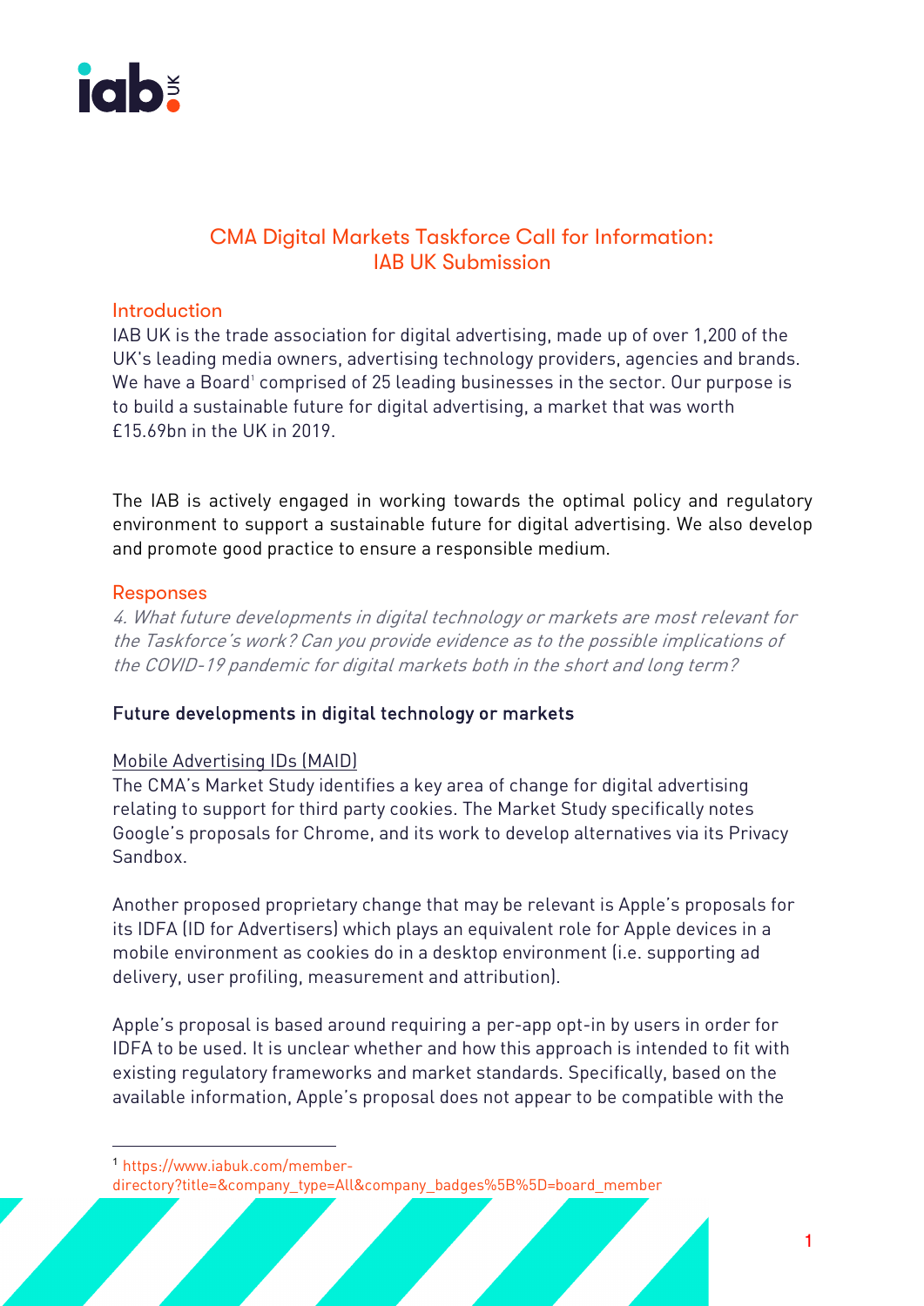# CMA Digital Markets Taskforce Call for Information: IAB UK Submission

## Introduction

IAB UK is the trade association for digital advertising, made up of over 1,200 of the UK's leading media owners, advertising technology providers, agencies and brands. We have a Board[1] comprised of 25 leading businesses in the sector. Our purpose is to build a sustainable future for digital advertising, a market that was worth £15.69bn in the UK in 2019.

The IAB is actively engaged in working towards the optimal policy and regulatory environment to support a sustainable future for digital advertising. We also develop and promote good practice to ensure a responsible medium.

## Responses

*4. What future developments in digital technology or markets are most relevant for the Taskforce's work? Can you provide evidence as to the possible implications of the COVID-19 pandemic for digital markets both in the short and long term?*

### Future developments in digital technology or markets

Mobile Advertising IDs (MAID)

The CMA's Market Study identifies a key area of change for digital advertising relating to support for third party cookies. The Market Study specifically notes Google's proposals for Chrome, and its work to develop alternatives via its Privacy Sandbox.

Another proposed proprietary change that may be relevant is Apple's proposals for its IDFA (ID for Advertisers) which plays an equivalent role for Apple devices in a mobile environment as cookies do in a desktop environment (i.e. supporting ad delivery, user profiling, measurement and attribution).

Apple's proposal is based around requiring a per-app opt-in by users in order for IDFA to be used. It is unclear whether and how this approach is intended to fit with existing regulatory frameworks and market standards. Specifically, based on the available information, Apple's proposal does not appear to be compatible with the

[1] https://www.iabuk.com/member-directory?title=&company_type=All&company_badges%5B%5D=board_member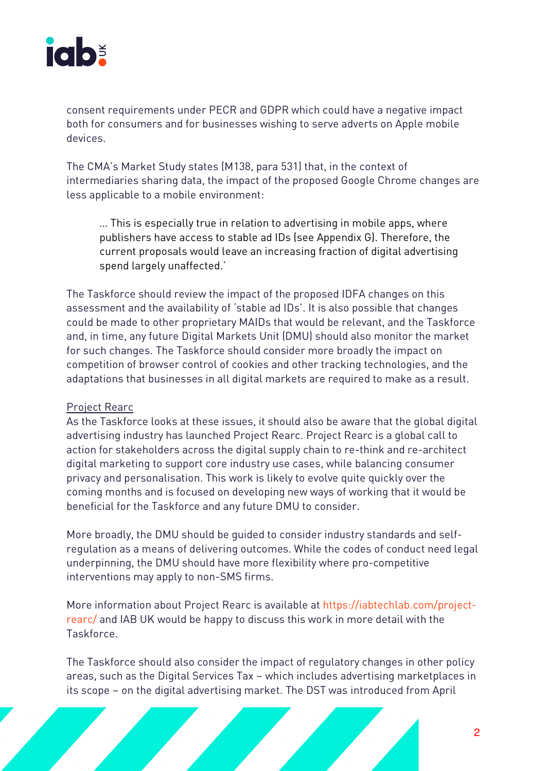consent requirements under PECR and GDPR which could have a negative impact both for consumers and for businesses wishing to serve adverts on Apple mobile devices.

The CMA's Market Study states (M138, para 531) that, in the context of intermediaries sharing data, the impact of the proposed Google Chrome changes are less applicable to a mobile environment:

> … This is especially true in relation to advertising in mobile apps, where publishers have access to stable ad IDs (see Appendix G). Therefore, the current proposals would leave an increasing fraction of digital advertising spend largely unaffected.'

The Taskforce should review the impact of the proposed IDFA changes on this assessment and the availability of 'stable ad IDs'. It is also possible that changes could be made to other proprietary MAIDs that would be relevant, and the Taskforce and, in time, any future Digital Markets Unit (DMU) should also monitor the market for such changes. The Taskforce should consider more broadly the impact on competition of browser control of cookies and other tracking technologies, and the adaptations that businesses in all digital markets are required to make as a result.

<u>Project Rearc</u>

As the Taskforce looks at these issues, it should also be aware that the global digital advertising industry has launched Project Rearc. Project Rearc is a global call to action for stakeholders across the digital supply chain to re-think and re-architect digital marketing to support core industry use cases, while balancing consumer privacy and personalisation. This work is likely to evolve quite quickly over the coming months and is focused on developing new ways of working that it would be beneficial for the Taskforce and any future DMU to consider.

More broadly, the DMU should be guided to consider industry standards and self-regulation as a means of delivering outcomes. While the codes of conduct need legal underpinning, the DMU should have more flexibility where pro-competitive interventions may apply to non-SMS firms.

More information about Project Rearc is available at https://iabtechlab.com/project-rearc/ and IAB UK would be happy to discuss this work in more detail with the Taskforce.

The Taskforce should also consider the impact of regulatory changes in other policy areas, such as the Digital Services Tax – which includes advertising marketplaces in its scope – on the digital advertising market. The DST was introduced from April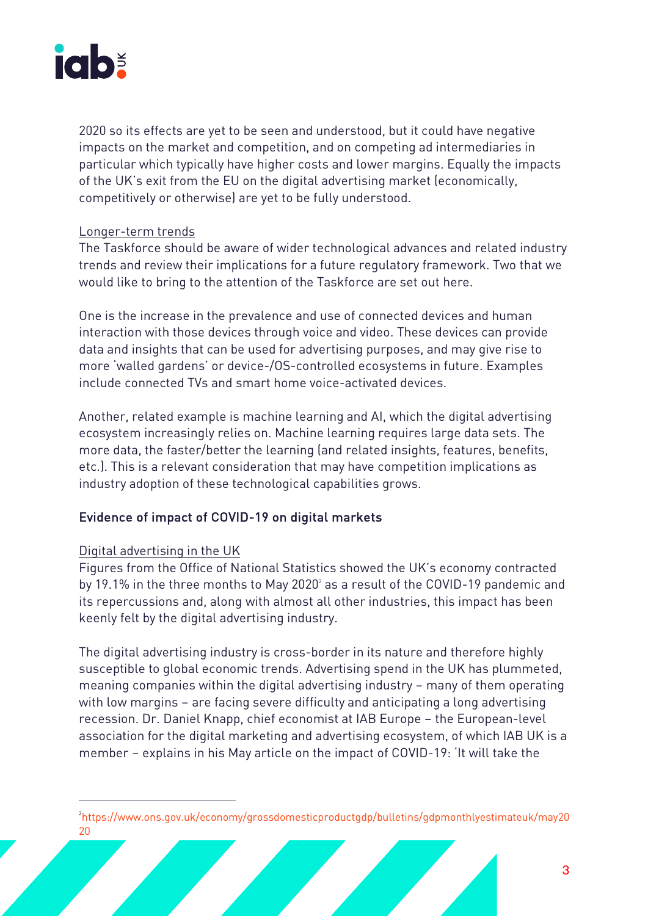2020 so its effects are yet to be seen and understood, but it could have negative impacts on the market and competition, and on competing ad intermediaries in particular which typically have higher costs and lower margins. Equally the impacts of the UK's exit from the EU on the digital advertising market (economically, competitively or otherwise) are yet to be fully understood.

<u>Longer-term trends</u>

The Taskforce should be aware of wider technological advances and related industry trends and review their implications for a future regulatory framework. Two that we would like to bring to the attention of the Taskforce are set out here.

One is the increase in the prevalence and use of connected devices and human interaction with those devices through voice and video. These devices can provide data and insights that can be used for advertising purposes, and may give rise to more 'walled gardens' or device-/OS-controlled ecosystems in future. Examples include connected TVs and smart home voice-activated devices.

Another, related example is machine learning and AI, which the digital advertising ecosystem increasingly relies on. Machine learning requires large data sets. The more data, the faster/better the learning (and related insights, features, benefits, etc.). This is a relevant consideration that may have competition implications as industry adoption of these technological capabilities grows.

## Evidence of impact of COVID-19 on digital markets

<u>Digital advertising in the UK</u>

Figures from the Office of National Statistics showed the UK's economy contracted by 19.1% in the three months to May 2020[2] as a result of the COVID-19 pandemic and its repercussions and, along with almost all other industries, this impact has been keenly felt by the digital advertising industry.

The digital advertising industry is cross-border in its nature and therefore highly susceptible to global economic trends. Advertising spend in the UK has plummeted, meaning companies within the digital advertising industry – many of them operating with low margins – are facing severe difficulty and anticipating a long advertising recession. Dr. Daniel Knapp, chief economist at IAB Europe – the European-level association for the digital marketing and advertising ecosystem, of which IAB UK is a member – explains in his May article on the impact of COVID-19: 'It will take the

---

[2] https://www.ons.gov.uk/economy/grossdomesticproductgdp/bulletins/gdpmonthlyestimateuk/may2020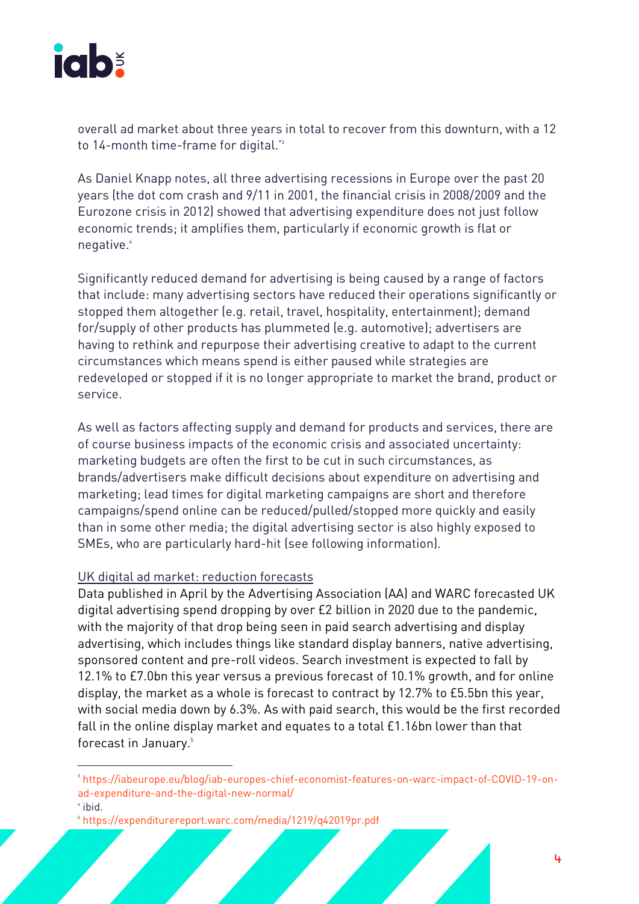overall ad market about three years in total to recover from this downturn, with a 12 to 14-month time-frame for digital.'[3]

As Daniel Knapp notes, all three advertising recessions in Europe over the past 20 years (the dot com crash and 9/11 in 2001, the financial crisis in 2008/2009 and the Eurozone crisis in 2012) showed that advertising expenditure does not just follow economic trends; it amplifies them, particularly if economic growth is flat or negative.[4]

Significantly reduced demand for advertising is being caused by a range of factors that include: many advertising sectors have reduced their operations significantly or stopped them altogether (e.g. retail, travel, hospitality, entertainment); demand for/supply of other products has plummeted (e.g. automotive); advertisers are having to rethink and repurpose their advertising creative to adapt to the current circumstances which means spend is either paused while strategies are redeveloped or stopped if it is no longer appropriate to market the brand, product or service.

As well as factors affecting supply and demand for products and services, there are of course business impacts of the economic crisis and associated uncertainty: marketing budgets are often the first to be cut in such circumstances, as brands/advertisers make difficult decisions about expenditure on advertising and marketing; lead times for digital marketing campaigns are short and therefore campaigns/spend online can be reduced/pulled/stopped more quickly and easily than in some other media; the digital advertising sector is also highly exposed to SMEs, who are particularly hard-hit (see following information).

UK digital ad market: reduction forecasts

Data published in April by the Advertising Association (AA) and WARC forecasted UK digital advertising spend dropping by over £2 billion in 2020 due to the pandemic, with the majority of that drop being seen in paid search advertising and display advertising, which includes things like standard display banners, native advertising, sponsored content and pre-roll videos. Search investment is expected to fall by 12.1% to £7.0bn this year versus a previous forecast of 10.1% growth, and for online display, the market as a whole is forecast to contract by 12.7% to £5.5bn this year, with social media down by 6.3%. As with paid search, this would be the first recorded fall in the online display market and equates to a total £1.16bn lower than that forecast in January.[5]

---

[3] https://iabeurope.eu/blog/iab-europes-chief-economist-features-on-warc-impact-of-COVID-19-on-ad-expenditure-and-the-digital-new-normal/

[4] ibid.

[5] https://expenditurereport.warc.com/media/1219/q42019pr.pdf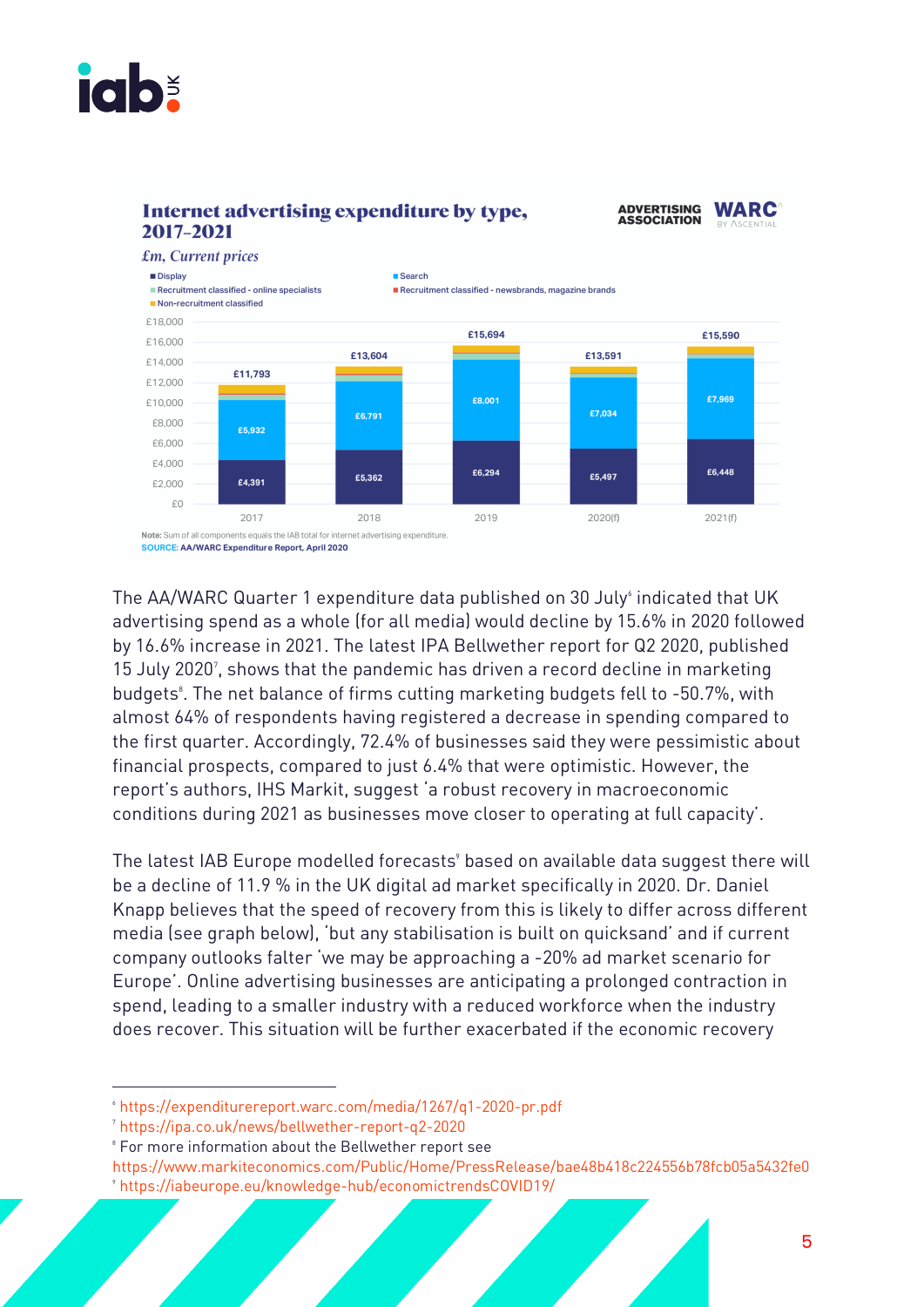**Internet advertising expenditure by type, 2017–2021**

*£m, Current prices*

ADVERTISING ASSOCIATION | WARC BY ASCENTIAL

| | 2017 | 2018 | 2019 | 2020(f) | 2021(f) |
|---|---|---|---|---|---|
| Total | £11,793 | £13,604 | £15,694 | £13,591 | £15,590 |
| Search | £5,932 | £6,791 | £8,001 | £7,034 | £7,969 |
| Display | £4,391 | £5,362 | £6,294 | £5,497 | £6,448 |

Legend: Display; Search; Recruitment classified - online specialists; Recruitment classified - newsbrands, magazine brands; Non-recruitment classified

**Note:** Sum of all components equals the IAB total for internet advertising expenditure.
**SOURCE:** AA/WARC Expenditure Report, April 2020

The AA/WARC Quarter 1 expenditure data published on 30 July[6] indicated that UK advertising spend as a whole (for all media) would decline by 15.6% in 2020 followed by 16.6% increase in 2021. The latest IPA Bellwether report for Q2 2020, published 15 July 2020[7], shows that the pandemic has driven a record decline in marketing budgets[8]. The net balance of firms cutting marketing budgets fell to -50.7%, with almost 64% of respondents having registered a decrease in spending compared to the first quarter. Accordingly, 72.4% of businesses said they were pessimistic about financial prospects, compared to just 6.4% that were optimistic. However, the report's authors, IHS Markit, suggest 'a robust recovery in macroeconomic conditions during 2021 as businesses move closer to operating at full capacity'.

The latest IAB Europe modelled forecasts[9] based on available data suggest there will be a decline of 11.9 % in the UK digital ad market specifically in 2020. Dr. Daniel Knapp believes that the speed of recovery from this is likely to differ across different media (see graph below), 'but any stabilisation is built on quicksand' and if current company outlooks falter 'we may be approaching a -20% ad market scenario for Europe'. Online advertising businesses are anticipating a prolonged contraction in spend, leading to a smaller industry with a reduced workforce when the industry does recover. This situation will be further exacerbated if the economic recovery

---

[6] https://expenditurereport.warc.com/media/1267/q1-2020-pr.pdf
[7] https://ipa.co.uk/news/bellwether-report-q2-2020
[8] For more information about the Bellwether report see https://www.markiteconomics.com/Public/Home/PressRelease/bae48b418c224556b78fcb05a5432fe0
[9] https://iabeurope.eu/knowledge-hub/economictrendsCOVID19/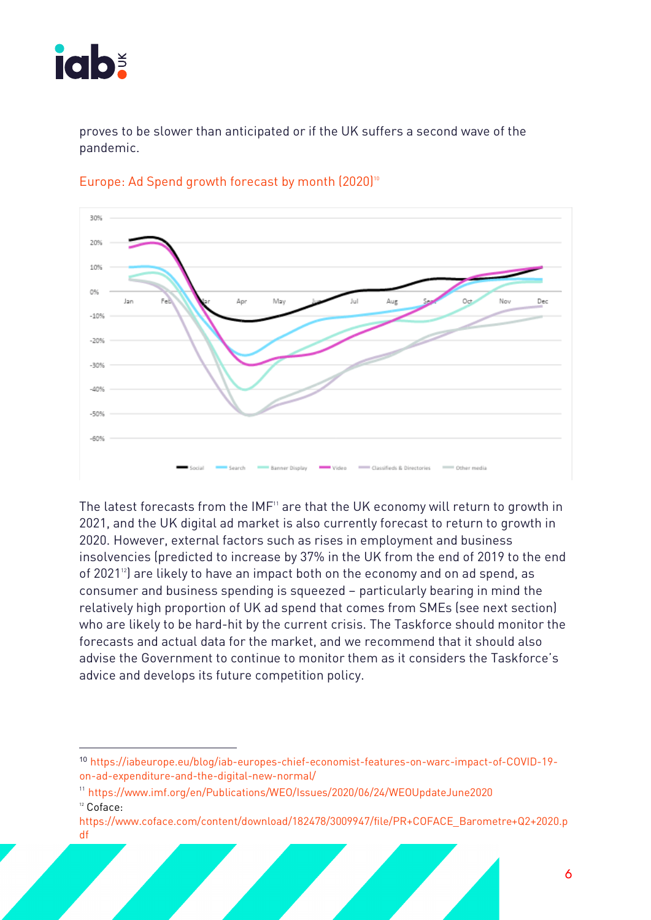proves to be slower than anticipated or if the UK suffers a second wave of the pandemic.

Europe: Ad Spend growth forecast by month (2020)[10]

The latest forecasts from the IMF[11] are that the UK economy will return to growth in 2021, and the UK digital ad market is also currently forecast to return to growth in 2020. However, external factors such as rises in employment and business insolvencies (predicted to increase by 37% in the UK from the end of 2019 to the end of 2021[12]) are likely to have an impact both on the economy and on ad spend, as consumer and business spending is squeezed – particularly bearing in mind the relatively high proportion of UK ad spend that comes from SMEs (see next section) who are likely to be hard-hit by the current crisis. The Taskforce should monitor the forecasts and actual data for the market, and we recommend that it should also advise the Government to continue to monitor them as it considers the Taskforce's advice and develops its future competition policy.

---

[10] https://iabeurope.eu/blog/iab-europes-chief-economist-features-on-warc-impact-of-COVID-19-on-ad-expenditure-and-the-digital-new-normal/

[11] https://www.imf.org/en/Publications/WEO/Issues/2020/06/24/WEOUpdateJune2020

[12] Coface: https://www.coface.com/content/download/182478/3009947/file/PR+COFACE_Barometre+Q2+2020.pdf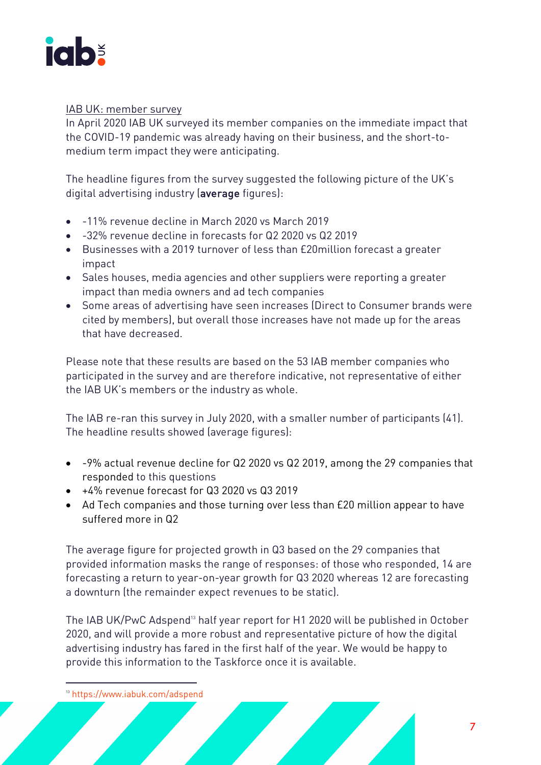IAB UK: member survey

In April 2020 IAB UK surveyed its member companies on the immediate impact that the COVID-19 pandemic was already having on their business, and the short-to-medium term impact they were anticipating.

The headline figures from the survey suggested the following picture of the UK's digital advertising industry (**average** figures):

- -11% revenue decline in March 2020 vs March 2019
- -32% revenue decline in forecasts for Q2 2020 vs Q2 2019
- Businesses with a 2019 turnover of less than £20million forecast a greater impact
- Sales houses, media agencies and other suppliers were reporting a greater impact than media owners and ad tech companies
- Some areas of advertising have seen increases (Direct to Consumer brands were cited by members), but overall those increases have not made up for the areas that have decreased.

Please note that these results are based on the 53 IAB member companies who participated in the survey and are therefore indicative, not representative of either the IAB UK's members or the industry as whole.

The IAB re-ran this survey in July 2020, with a smaller number of participants (41). The headline results showed (average figures):

- -9% actual revenue decline for Q2 2020 vs Q2 2019, among the 29 companies that responded to this questions
- +4% revenue forecast for Q3 2020 vs Q3 2019
- Ad Tech companies and those turning over less than £20 million appear to have suffered more in Q2

The average figure for projected growth in Q3 based on the 29 companies that provided information masks the range of responses: of those who responded, 14 are forecasting a return to year-on-year growth for Q3 2020 whereas 12 are forecasting a downturn (the remainder expect revenues to be static).

The IAB UK/PwC Adspend[13] half year report for H1 2020 will be published in October 2020, and will provide a more robust and representative picture of how the digital advertising industry has fared in the first half of the year. We would be happy to provide this information to the Taskforce once it is available.

[13] https://www.iabuk.com/adspend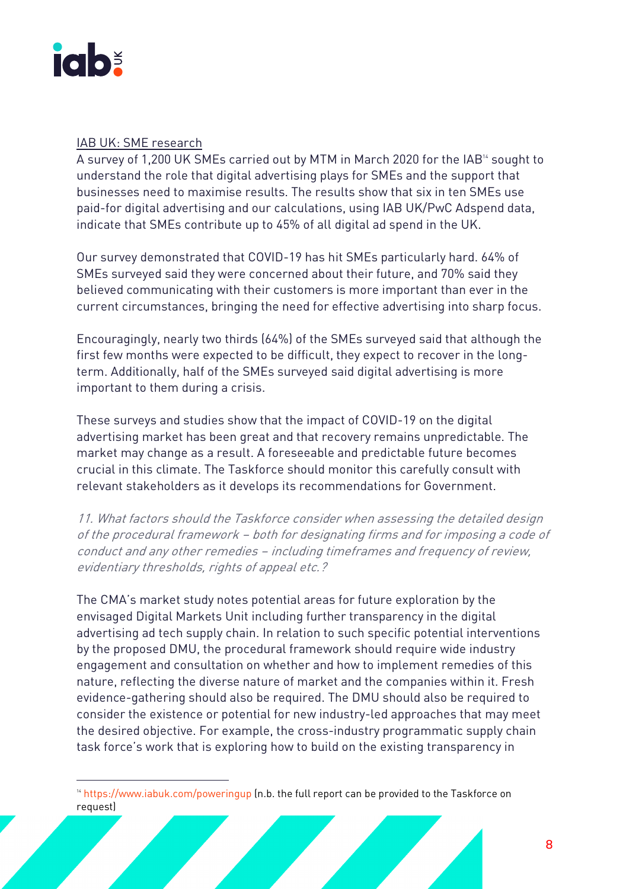IAB UK: SME research

A survey of 1,200 UK SMEs carried out by MTM in March 2020 for the IAB[14] sought to understand the role that digital advertising plays for SMEs and the support that businesses need to maximise results. The results show that six in ten SMEs use paid-for digital advertising and our calculations, using IAB UK/PwC Adspend data, indicate that SMEs contribute up to 45% of all digital ad spend in the UK.

Our survey demonstrated that COVID-19 has hit SMEs particularly hard. 64% of SMEs surveyed said they were concerned about their future, and 70% said they believed communicating with their customers is more important than ever in the current circumstances, bringing the need for effective advertising into sharp focus.

Encouragingly, nearly two thirds (64%) of the SMEs surveyed said that although the first few months were expected to be difficult, they expect to recover in the long-term. Additionally, half of the SMEs surveyed said digital advertising is more important to them during a crisis.

These surveys and studies show that the impact of COVID-19 on the digital advertising market has been great and that recovery remains unpredictable. The market may change as a result. A foreseeable and predictable future becomes crucial in this climate. The Taskforce should monitor this carefully consult with relevant stakeholders as it develops its recommendations for Government.

*11. What factors should the Taskforce consider when assessing the detailed design of the procedural framework – both for designating firms and for imposing a code of conduct and any other remedies – including timeframes and frequency of review, evidentiary thresholds, rights of appeal etc.?*

The CMA's market study notes potential areas for future exploration by the envisaged Digital Markets Unit including further transparency in the digital advertising ad tech supply chain. In relation to such specific potential interventions by the proposed DMU, the procedural framework should require wide industry engagement and consultation on whether and how to implement remedies of this nature, reflecting the diverse nature of market and the companies within it. Fresh evidence-gathering should also be required. The DMU should also be required to consider the existence or potential for new industry-led approaches that may meet the desired objective. For example, the cross-industry programmatic supply chain task force's work that is exploring how to build on the existing transparency in

---

[14] https://www.iabuk.com/poweringup (n.b. the full report can be provided to the Taskforce on request)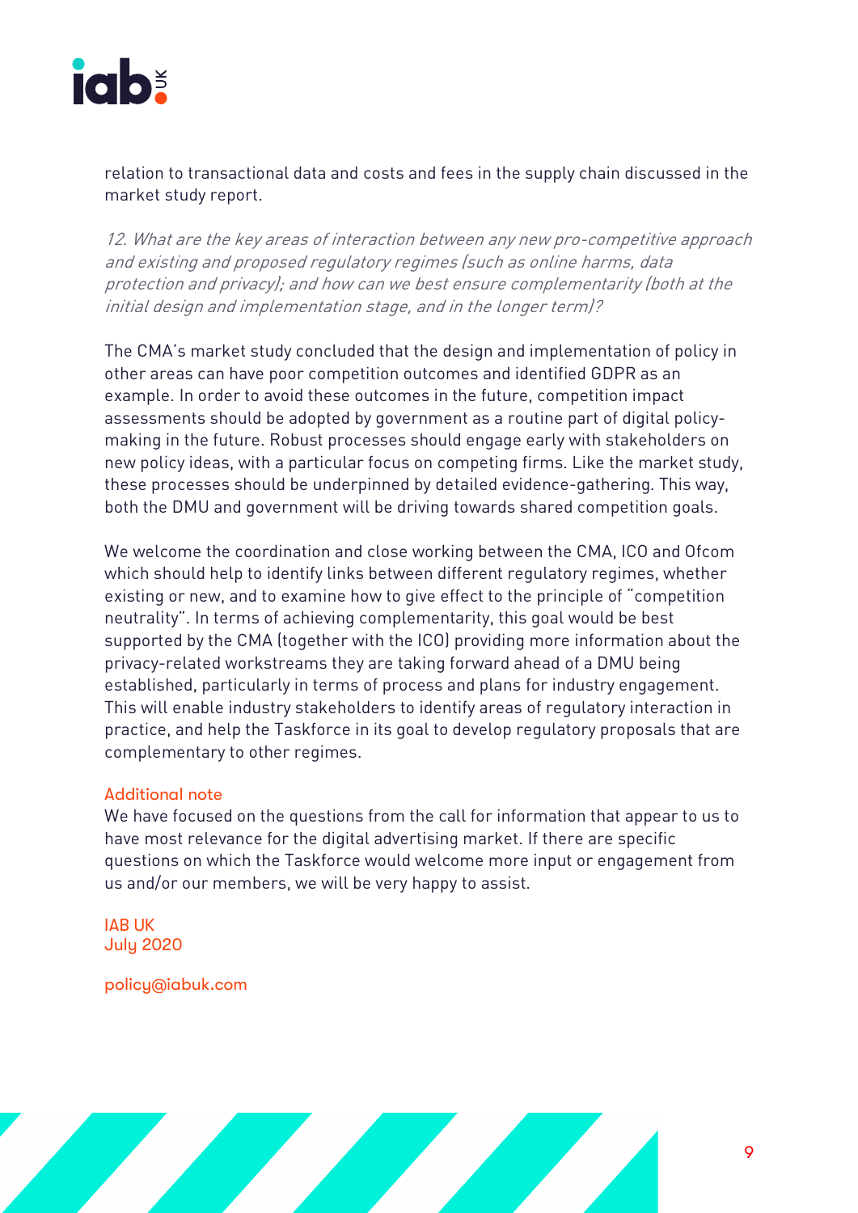relation to transactional data and costs and fees in the supply chain discussed in the market study report.

*12. What are the key areas of interaction between any new pro-competitive approach and existing and proposed regulatory regimes (such as online harms, data protection and privacy); and how can we best ensure complementarity (both at the initial design and implementation stage, and in the longer term)?*

The CMA's market study concluded that the design and implementation of policy in other areas can have poor competition outcomes and identified GDPR as an example. In order to avoid these outcomes in the future, competition impact assessments should be adopted by government as a routine part of digital policy-making in the future. Robust processes should engage early with stakeholders on new policy ideas, with a particular focus on competing firms. Like the market study, these processes should be underpinned by detailed evidence-gathering. This way, both the DMU and government will be driving towards shared competition goals.

We welcome the coordination and close working between the CMA, ICO and Ofcom which should help to identify links between different regulatory regimes, whether existing or new, and to examine how to give effect to the principle of "competition neutrality". In terms of achieving complementarity, this goal would be best supported by the CMA (together with the ICO) providing more information about the privacy-related workstreams they are taking forward ahead of a DMU being established, particularly in terms of process and plans for industry engagement. This will enable industry stakeholders to identify areas of regulatory interaction in practice, and help the Taskforce in its goal to develop regulatory proposals that are complementary to other regimes.

### Additional note

We have focused on the questions from the call for information that appear to us to have most relevance for the digital advertising market. If there are specific questions on which the Taskforce would welcome more input or engagement from us and/or our members, we will be very happy to assist.

IAB UK
July 2020

policy@iabuk.com